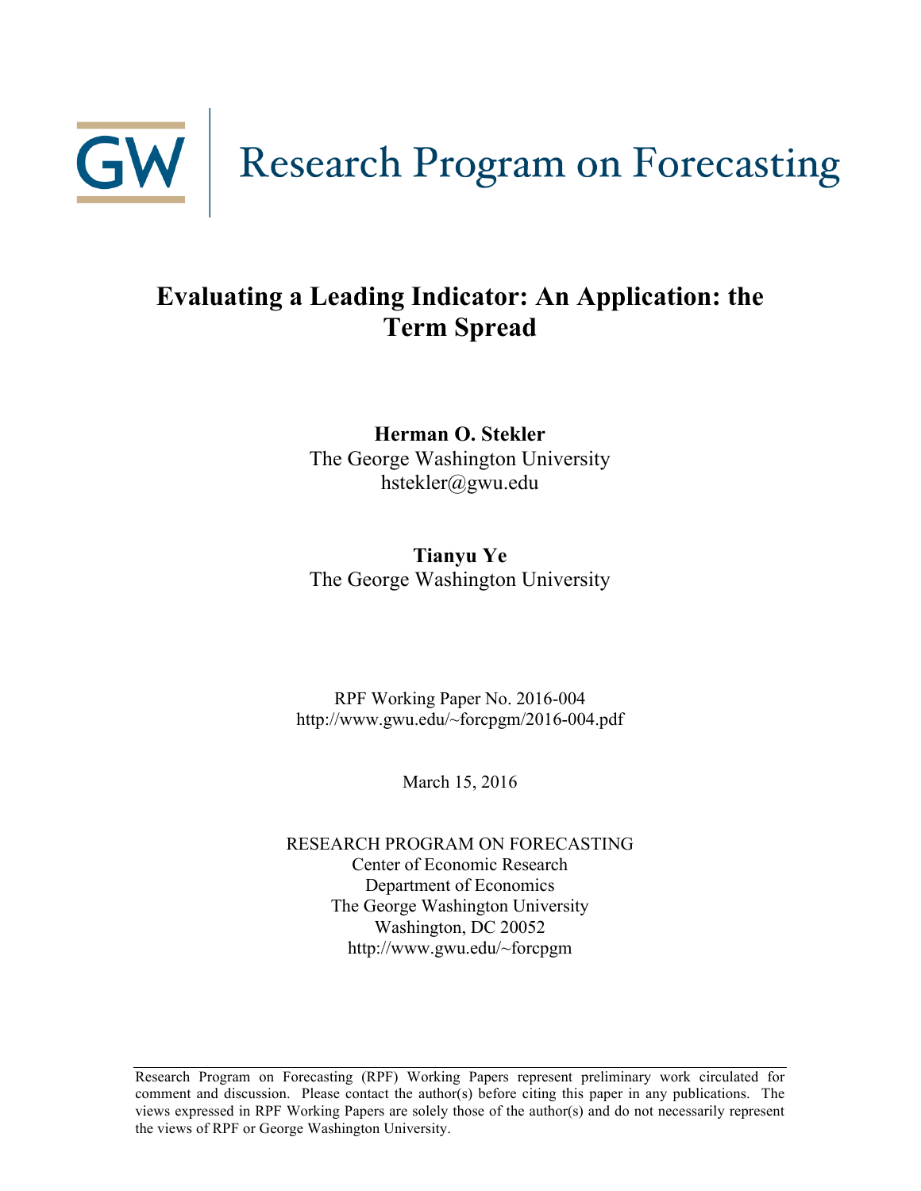GW | Research Program on Forecasting

# Evaluating a Leading Indicator: An Application: the Term Spread

**Herman O. Stekler**
The George Washington University
hstekler@gwu.edu

**Tianyu Ye**
The George Washington University

RPF Working Paper No. 2016-004
http://www.gwu.edu/~forcpgm/2016-004.pdf

March 15, 2016

RESEARCH PROGRAM ON FORECASTING
Center of Economic Research
Department of Economics
The George Washington University
Washington, DC 20052
http://www.gwu.edu/~forcpgm

Research Program on Forecasting (RPF) Working Papers represent preliminary work circulated for comment and discussion. Please contact the author(s) before citing this paper in any publications. The views expressed in RPF Working Papers are solely those of the author(s) and do not necessarily represent the views of RPF or George Washington University.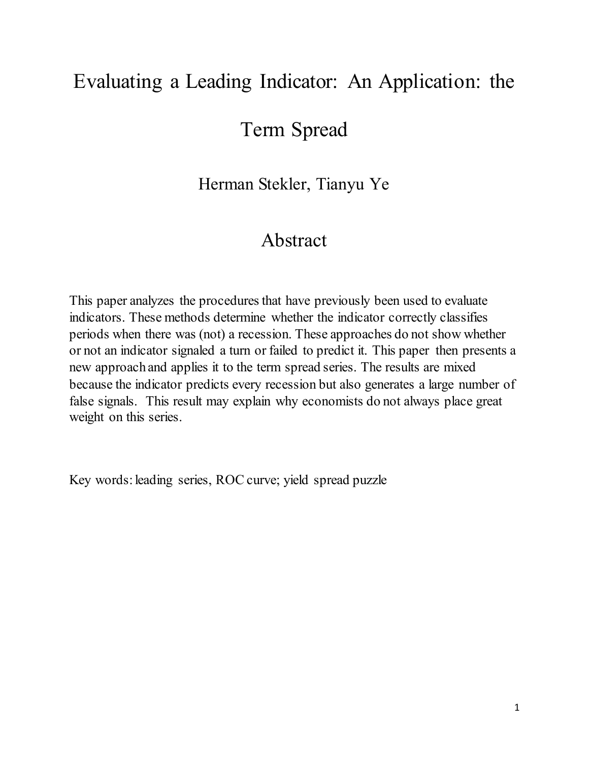# Evaluating a Leading Indicator: An Application: the Term Spread

Herman Stekler, Tianyu Ye

## Abstract

This paper analyzes the procedures that have previously been used to evaluate indicators. These methods determine whether the indicator correctly classifies periods when there was (not) a recession. These approaches do not show whether or not an indicator signaled a turn or failed to predict it. This paper then presents a new approach and applies it to the term spread series. The results are mixed because the indicator predicts every recession but also generates a large number of false signals. This result may explain why economists do not always place great weight on this series.

Key words: leading series, ROC curve; yield spread puzzle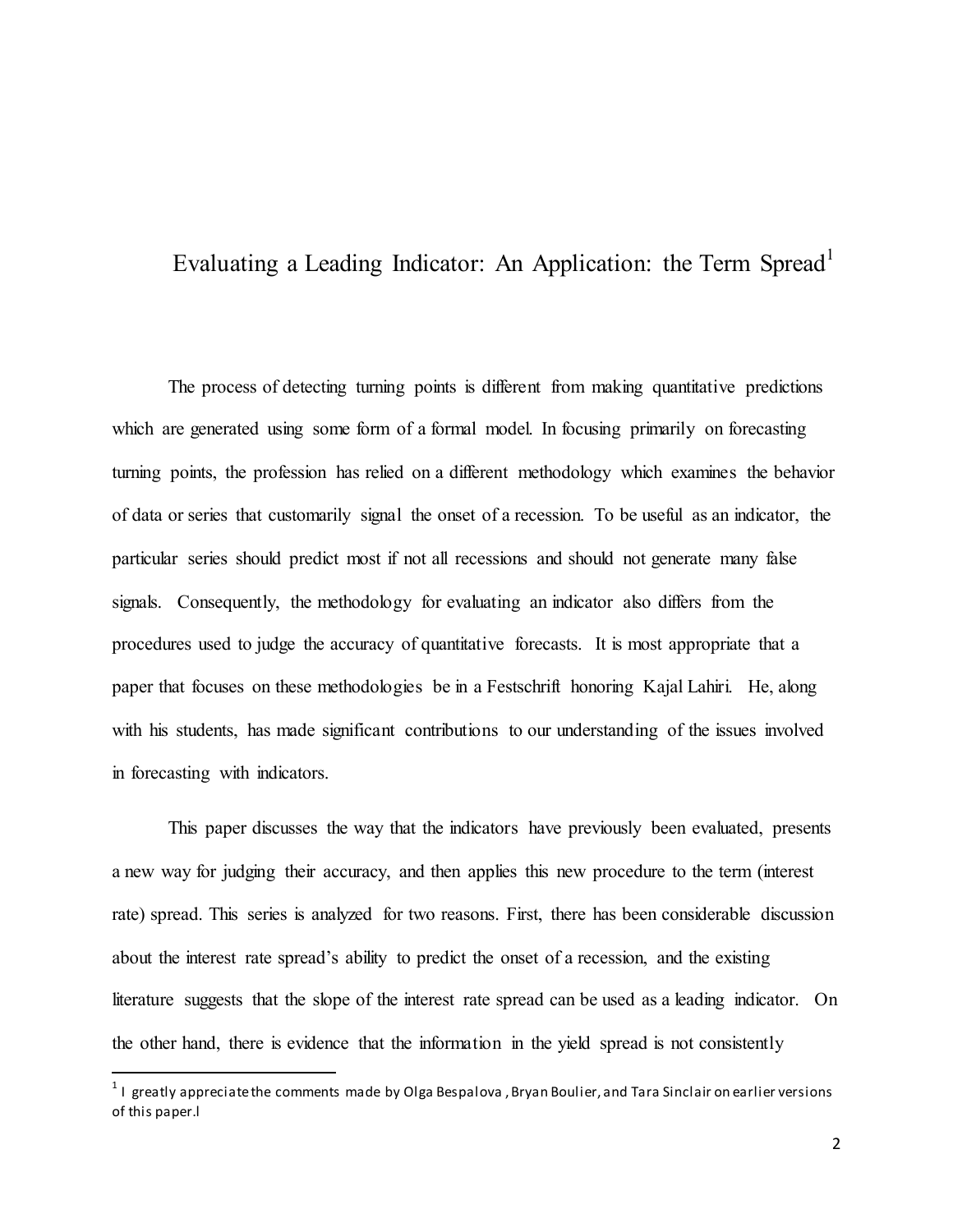# Evaluating a Leading Indicator: An Application: the Term Spread[1]

The process of detecting turning points is different from making quantitative predictions which are generated using some form of a formal model. In focusing primarily on forecasting turning points, the profession has relied on a different methodology which examines the behavior of data or series that customarily signal the onset of a recession. To be useful as an indicator, the particular series should predict most if not all recessions and should not generate many false signals. Consequently, the methodology for evaluating an indicator also differs from the procedures used to judge the accuracy of quantitative forecasts. It is most appropriate that a paper that focuses on these methodologies be in a Festschrift honoring Kajal Lahiri. He, along with his students, has made significant contributions to our understanding of the issues involved in forecasting with indicators.

This paper discusses the way that the indicators have previously been evaluated, presents a new way for judging their accuracy, and then applies this new procedure to the term (interest rate) spread. This series is analyzed for two reasons. First, there has been considerable discussion about the interest rate spread's ability to predict the onset of a recession, and the existing literature suggests that the slope of the interest rate spread can be used as a leading indicator. On the other hand, there is evidence that the information in the yield spread is not consistently

---

[1] I greatly appreciate the comments made by Olga Bespalova , Bryan Boulier, and Tara Sinclair on earlier versions of this paper.l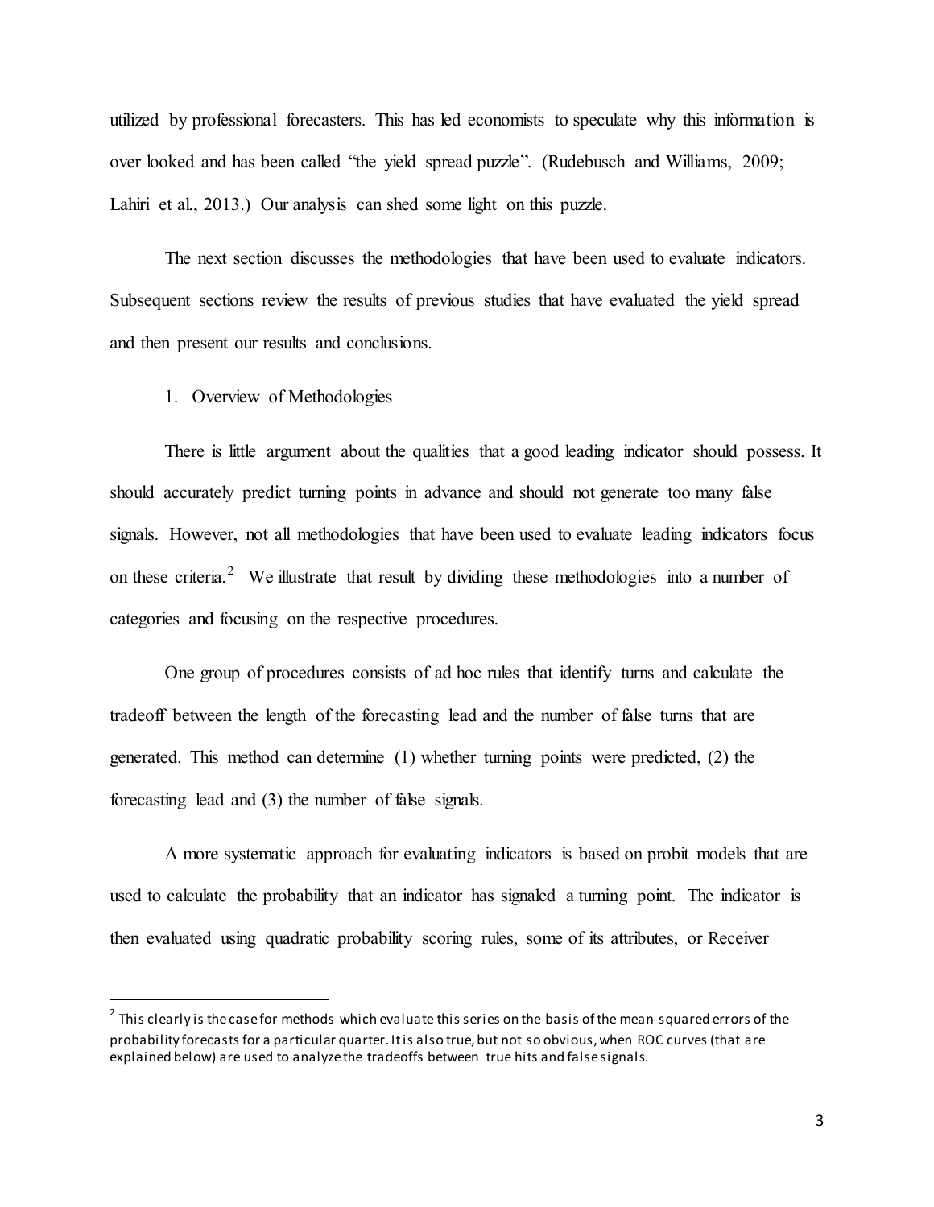utilized by professional forecasters. This has led economists to speculate why this information is over looked and has been called "the yield spread puzzle". (Rudebusch and Williams, 2009; Lahiri et al., 2013.) Our analysis can shed some light on this puzzle.

The next section discusses the methodologies that have been used to evaluate indicators. Subsequent sections review the results of previous studies that have evaluated the yield spread and then present our results and conclusions.

## 1. Overview of Methodologies

There is little argument about the qualities that a good leading indicator should possess. It should accurately predict turning points in advance and should not generate too many false signals. However, not all methodologies that have been used to evaluate leading indicators focus on these criteria.[2] We illustrate that result by dividing these methodologies into a number of categories and focusing on the respective procedures.

One group of procedures consists of ad hoc rules that identify turns and calculate the tradeoff between the length of the forecasting lead and the number of false turns that are generated. This method can determine (1) whether turning points were predicted, (2) the forecasting lead and (3) the number of false signals.

A more systematic approach for evaluating indicators is based on probit models that are used to calculate the probability that an indicator has signaled a turning point. The indicator is then evaluated using quadratic probability scoring rules, some of its attributes, or Receiver

[2] This clearly is the case for methods which evaluate this series on the basis of the mean squared errors of the probability forecasts for a particular quarter. It is also true, but not so obvious, when ROC curves (that are explained below) are used to analyze the tradeoffs between true hits and false signals.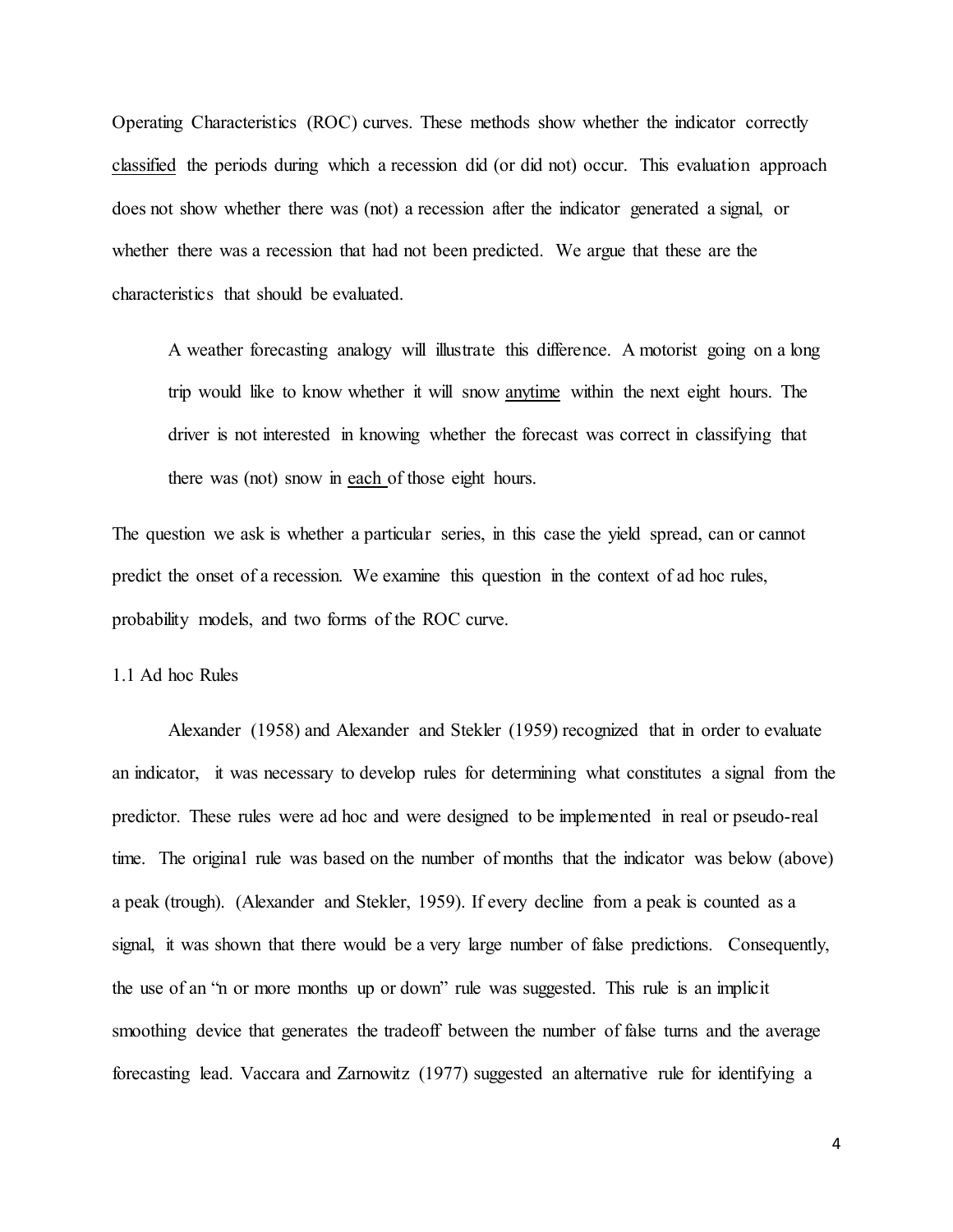Operating Characteristics (ROC) curves. These methods show whether the indicator correctly <u>classified</u> the periods during which a recession did (or did not) occur. This evaluation approach does not show whether there was (not) a recession after the indicator generated a signal, or whether there was a recession that had not been predicted. We argue that these are the characteristics that should be evaluated.

> A weather forecasting analogy will illustrate this difference. A motorist going on a long trip would like to know whether it will snow <u>anytime</u> within the next eight hours. The driver is not interested in knowing whether the forecast was correct in classifying that there was (not) snow in <u>each</u> of those eight hours.

The question we ask is whether a particular series, in this case the yield spread, can or cannot predict the onset of a recession. We examine this question in the context of ad hoc rules, probability models, and two forms of the ROC curve.

### 1.1 Ad hoc Rules

Alexander (1958) and Alexander and Stekler (1959) recognized that in order to evaluate an indicator, it was necessary to develop rules for determining what constitutes a signal from the predictor. These rules were ad hoc and were designed to be implemented in real or pseudo-real time. The original rule was based on the number of months that the indicator was below (above) a peak (trough). (Alexander and Stekler, 1959). If every decline from a peak is counted as a signal, it was shown that there would be a very large number of false predictions. Consequently, the use of an "n or more months up or down" rule was suggested. This rule is an implicit smoothing device that generates the tradeoff between the number of false turns and the average forecasting lead. Vaccara and Zarnowitz (1977) suggested an alternative rule for identifying a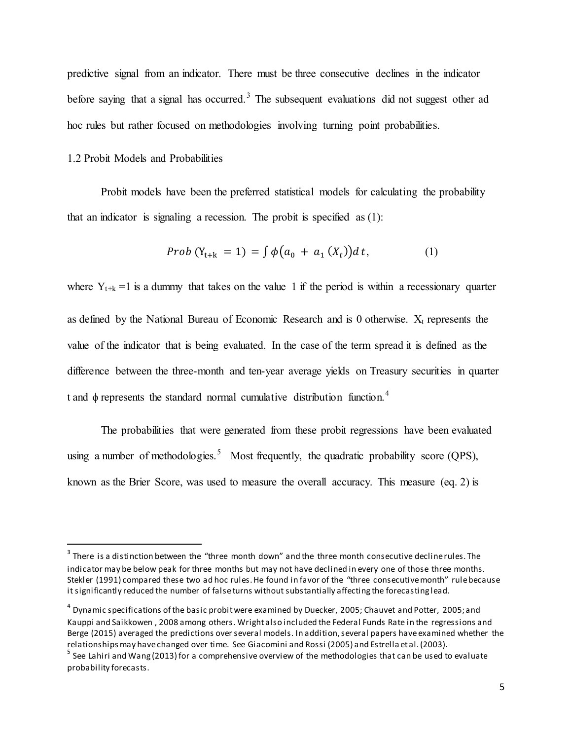predictive signal from an indicator. There must be three consecutive declines in the indicator before saying that a signal has occurred.[3] The subsequent evaluations did not suggest other ad hoc rules but rather focused on methodologies involving turning point probabilities.

## 1.2 Probit Models and Probabilities

Probit models have been the preferred statistical models for calculating the probability that an indicator is signaling a recession. The probit is specified as (1):

$$Prob\,(Y_{t+k} = 1) = \int \phi\big(a_0 + a_1\,(X_t)\big)d\,t, \qquad (1)$$

where $Y_{t+k} = 1$ is a dummy that takes on the value 1 if the period is within a recessionary quarter as defined by the National Bureau of Economic Research and is 0 otherwise. $X_t$ represents the value of the indicator that is being evaluated. In the case of the term spread it is defined as the difference between the three-month and ten-year average yields on Treasury securities in quarter t and $\phi$ represents the standard normal cumulative distribution function.[4]

The probabilities that were generated from these probit regressions have been evaluated using a number of methodologies.[5] Most frequently, the quadratic probability score (QPS), known as the Brier Score, was used to measure the overall accuracy. This measure (eq. 2) is

---

[3] There is a distinction between the "three month down" and the three month consecutive decline rules. The indicator may be below peak for three months but may not have declined in every one of those three months. Stekler (1991) compared these two ad hoc rules. He found in favor of the "three consecutive month" rule because it significantly reduced the number of false turns without substantially affecting the forecasting lead.

[4] Dynamic specifications of the basic probit were examined by Duecker, 2005; Chauvet and Potter, 2005; and Kauppi and Saikkowen , 2008 among others. Wright also included the Federal Funds Rate in the regressions and Berge (2015) averaged the predictions over several models. In addition, several papers have examined whether the relationships may have changed over time. See Giacomini and Rossi (2005) and Estrella et al. (2003).

[5] See Lahiri and Wang (2013) for a comprehensive overview of the methodologies that can be used to evaluate probability forecasts.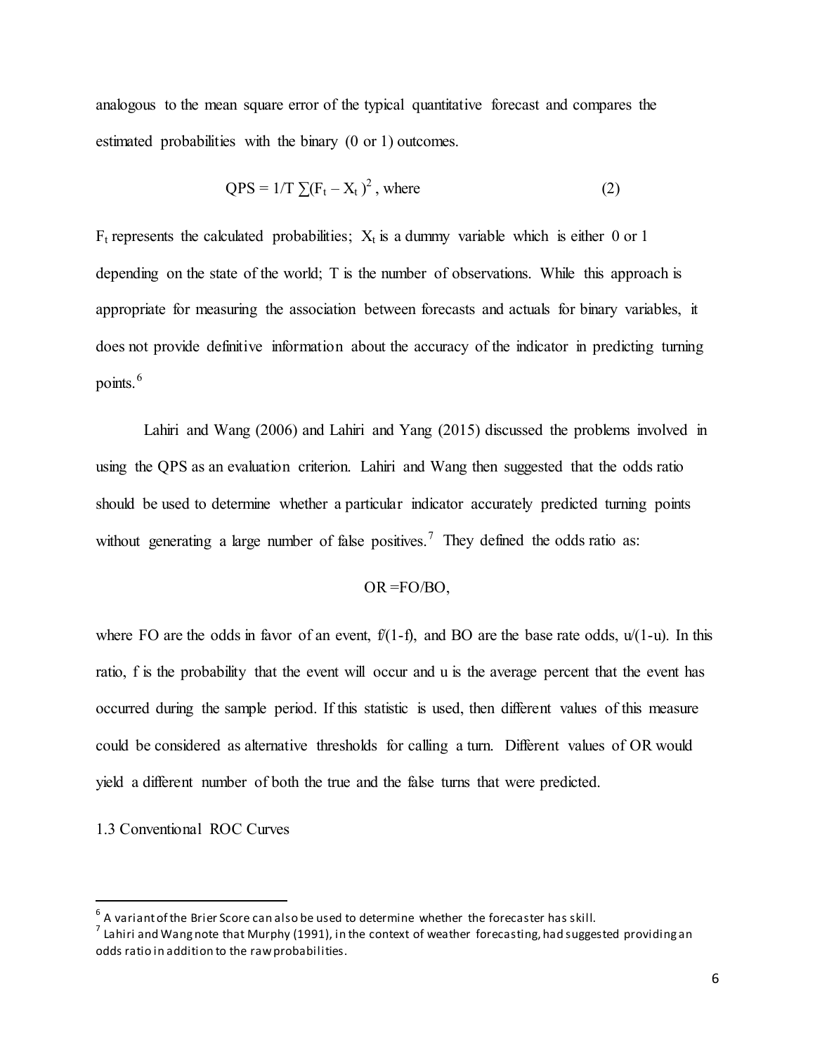analogous to the mean square error of the typical quantitative forecast and compares the estimated probabilities with the binary (0 or 1) outcomes.

$$QPS = 1/T \sum(F_t - X_t)^2 \text{, where} \quad (2)$$

$F_t$ represents the calculated probabilities; $X_t$ is a dummy variable which is either 0 or 1 depending on the state of the world; T is the number of observations. While this approach is appropriate for measuring the association between forecasts and actuals for binary variables, it does not provide definitive information about the accuracy of the indicator in predicting turning points.[6]

Lahiri and Wang (2006) and Lahiri and Yang (2015) discussed the problems involved in using the QPS as an evaluation criterion. Lahiri and Wang then suggested that the odds ratio should be used to determine whether a particular indicator accurately predicted turning points without generating a large number of false positives.[7] They defined the odds ratio as:

$$OR = FO/BO,$$

where FO are the odds in favor of an event, $f/(1-f)$, and BO are the base rate odds, $u/(1-u)$. In this ratio, f is the probability that the event will occur and u is the average percent that the event has occurred during the sample period. If this statistic is used, then different values of this measure could be considered as alternative thresholds for calling a turn. Different values of OR would yield a different number of both the true and the false turns that were predicted.

### 1.3 Conventional ROC Curves

---

[6] A variant of the Brier Score can also be used to determine whether the forecaster has skill.

[7] Lahiri and Wang note that Murphy (1991), in the context of weather forecasting, had suggested providing an odds ratio in addition to the raw probabilities.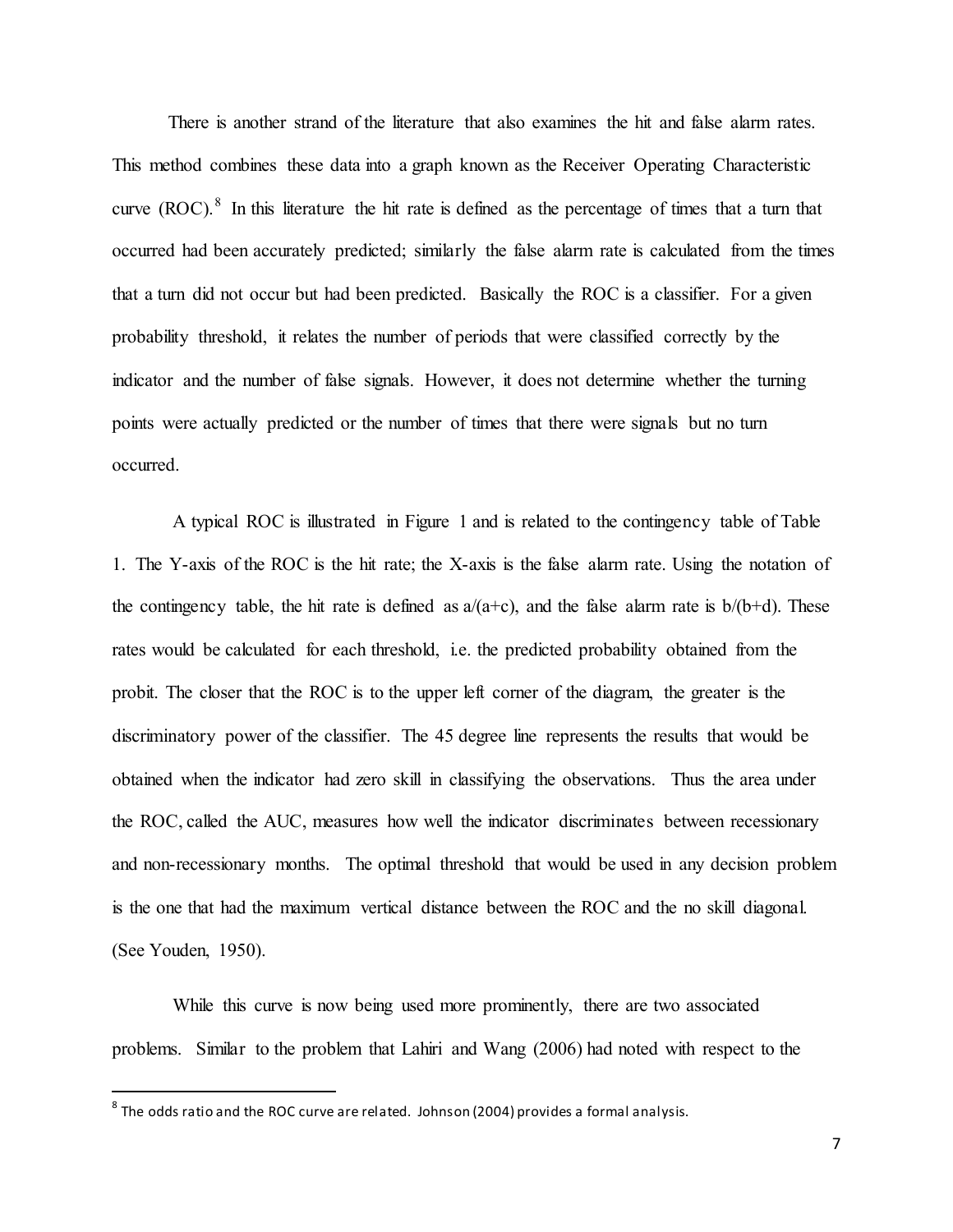There is another strand of the literature that also examines the hit and false alarm rates. This method combines these data into a graph known as the Receiver Operating Characteristic curve (ROC).[8] In this literature the hit rate is defined as the percentage of times that a turn that occurred had been accurately predicted; similarly the false alarm rate is calculated from the times that a turn did not occur but had been predicted. Basically the ROC is a classifier. For a given probability threshold, it relates the number of periods that were classified correctly by the indicator and the number of false signals. However, it does not determine whether the turning points were actually predicted or the number of times that there were signals but no turn occurred.

A typical ROC is illustrated in Figure 1 and is related to the contingency table of Table 1. The Y-axis of the ROC is the hit rate; the X-axis is the false alarm rate. Using the notation of the contingency table, the hit rate is defined as $a/(a+c)$, and the false alarm rate is $b/(b+d)$. These rates would be calculated for each threshold, i.e. the predicted probability obtained from the probit. The closer that the ROC is to the upper left corner of the diagram, the greater is the discriminatory power of the classifier. The 45 degree line represents the results that would be obtained when the indicator had zero skill in classifying the observations. Thus the area under the ROC, called the AUC, measures how well the indicator discriminates between recessionary and non-recessionary months. The optimal threshold that would be used in any decision problem is the one that had the maximum vertical distance between the ROC and the no skill diagonal. (See Youden, 1950).

While this curve is now being used more prominently, there are two associated problems. Similar to the problem that Lahiri and Wang (2006) had noted with respect to the

[8] The odds ratio and the ROC curve are related. Johnson (2004) provides a formal analysis.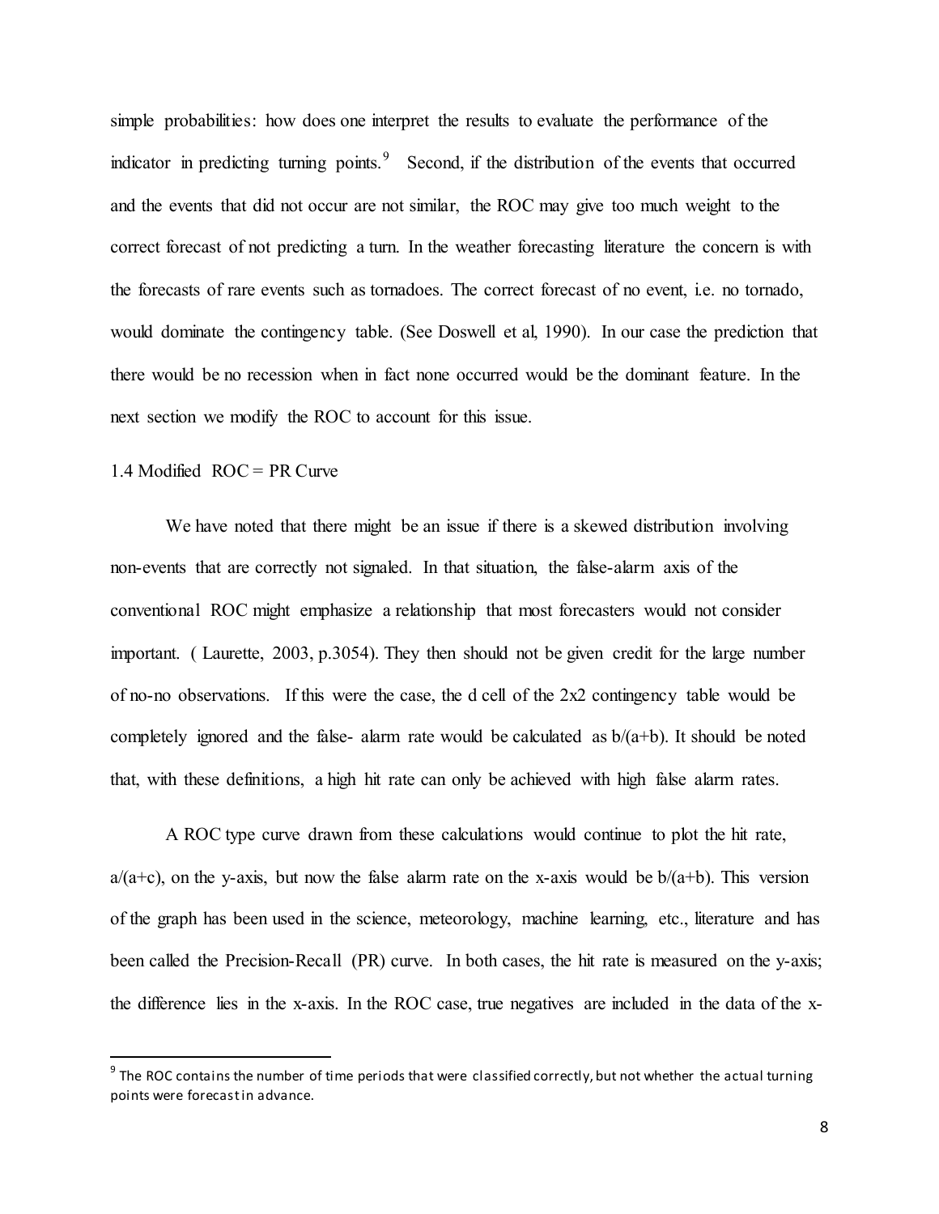simple probabilities: how does one interpret the results to evaluate the performance of the indicator in predicting turning points.[9] Second, if the distribution of the events that occurred and the events that did not occur are not similar, the ROC may give too much weight to the correct forecast of not predicting a turn. In the weather forecasting literature the concern is with the forecasts of rare events such as tornadoes. The correct forecast of no event, i.e. no tornado, would dominate the contingency table. (See Doswell et al, 1990). In our case the prediction that there would be no recession when in fact none occurred would be the dominant feature. In the next section we modify the ROC to account for this issue.

### 1.4 Modified ROC = PR Curve

We have noted that there might be an issue if there is a skewed distribution involving non-events that are correctly not signaled. In that situation, the false-alarm axis of the conventional ROC might emphasize a relationship that most forecasters would not consider important. ( Laurette, 2003, p.3054). They then should not be given credit for the large number of no-no observations. If this were the case, the d cell of the 2x2 contingency table would be completely ignored and the false- alarm rate would be calculated as $b/(a+b)$. It should be noted that, with these definitions, a high hit rate can only be achieved with high false alarm rates.

A ROC type curve drawn from these calculations would continue to plot the hit rate, $a/(a+c)$, on the y-axis, but now the false alarm rate on the x-axis would be $b/(a+b)$. This version of the graph has been used in the science, meteorology, machine learning, etc., literature and has been called the Precision-Recall (PR) curve. In both cases, the hit rate is measured on the y-axis; the difference lies in the x-axis. In the ROC case, true negatives are included in the data of the x-

[9] The ROC contains the number of time periods that were classified correctly, but not whether the actual turning points were forecast in advance.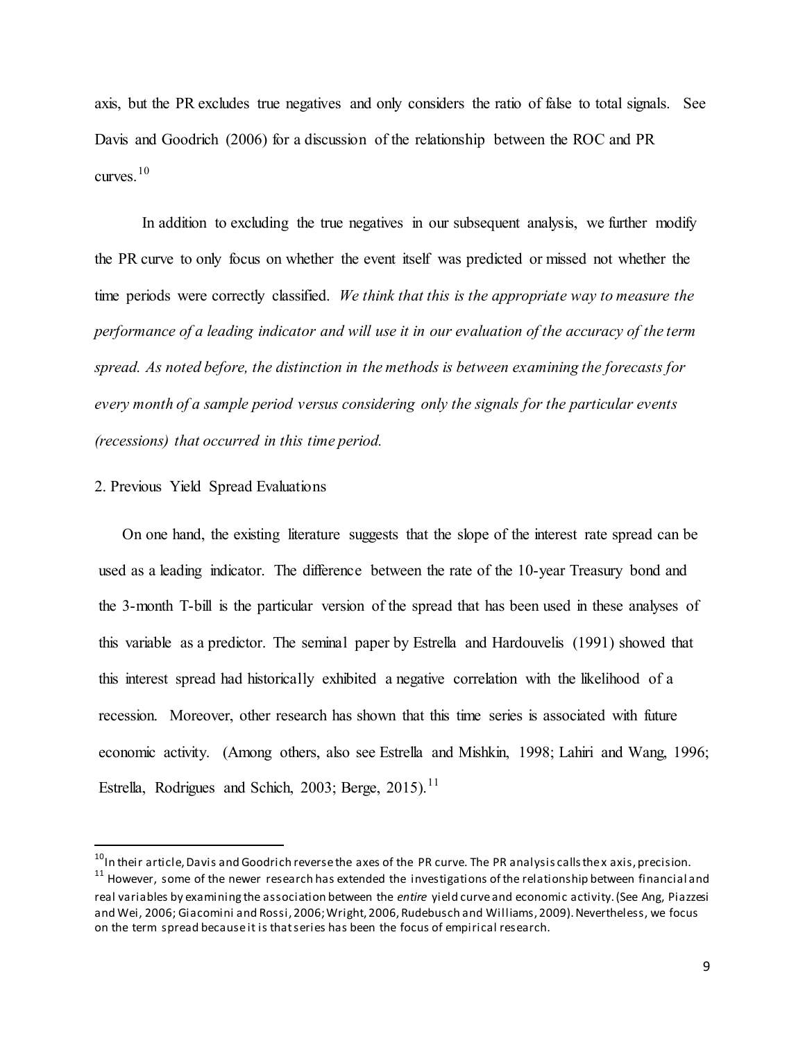axis, but the PR excludes true negatives and only considers the ratio of false to total signals. See Davis and Goodrich (2006) for a discussion of the relationship between the ROC and PR curves.[10]

In addition to excluding the true negatives in our subsequent analysis, we further modify the PR curve to only focus on whether the event itself was predicted or missed not whether the time periods were correctly classified. *We think that this is the appropriate way to measure the performance of a leading indicator and will use it in our evaluation of the accuracy of the term spread. As noted before, the distinction in the methods is between examining the forecasts for every month of a sample period versus considering only the signals for the particular events (recessions) that occurred in this time period.*

## 2. Previous Yield Spread Evaluations

On one hand, the existing literature suggests that the slope of the interest rate spread can be used as a leading indicator. The difference between the rate of the 10-year Treasury bond and the 3-month T-bill is the particular version of the spread that has been used in these analyses of this variable as a predictor. The seminal paper by Estrella and Hardouvelis (1991) showed that this interest spread had historically exhibited a negative correlation with the likelihood of a recession. Moreover, other research has shown that this time series is associated with future economic activity. (Among others, also see Estrella and Mishkin, 1998; Lahiri and Wang, 1996; Estrella, Rodrigues and Schich, 2003; Berge, 2015).[11]

---

[10] In their article, Davis and Goodrich reverse the axes of the PR curve. The PR analysis calls the x axis, precision.

[11] However, some of the newer research has extended the investigations of the relationship between financial and real variables by examining the association between the *entire* yield curve and economic activity. (See Ang, Piazzesi and Wei, 2006; Giacomini and Rossi, 2006; Wright, 2006, Rudebusch and Williams, 2009). Nevertheless, we focus on the term spread because it is that series has been the focus of empirical research.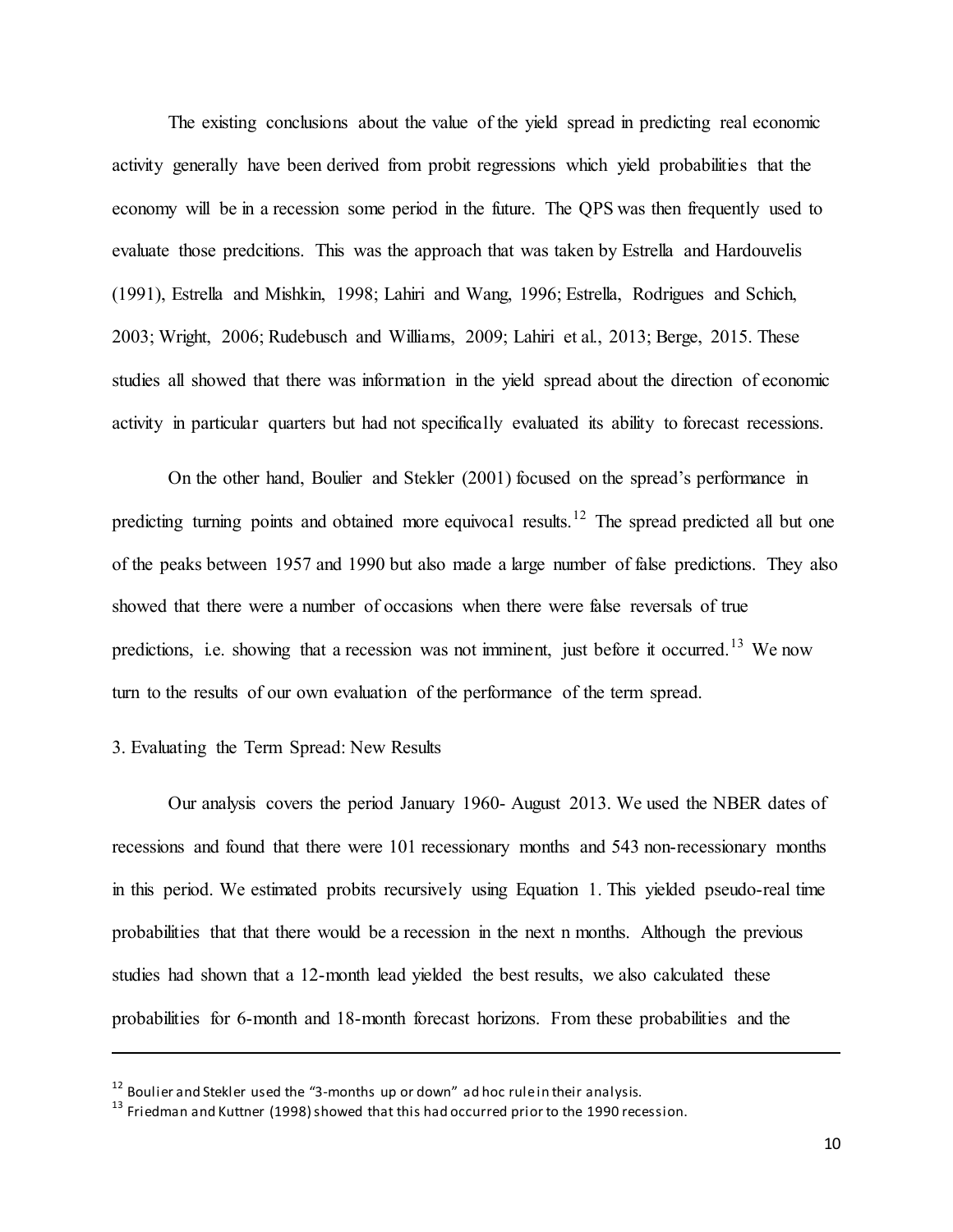The existing conclusions about the value of the yield spread in predicting real economic activity generally have been derived from probit regressions which yield probabilities that the economy will be in a recession some period in the future. The QPS was then frequently used to evaluate those predcitions. This was the approach that was taken by Estrella and Hardouvelis (1991), Estrella and Mishkin, 1998; Lahiri and Wang, 1996; Estrella, Rodrigues and Schich, 2003; Wright, 2006; Rudebusch and Williams, 2009; Lahiri et al., 2013; Berge, 2015. These studies all showed that there was information in the yield spread about the direction of economic activity in particular quarters but had not specifically evaluated its ability to forecast recessions.

On the other hand, Boulier and Stekler (2001) focused on the spread's performance in predicting turning points and obtained more equivocal results.[12] The spread predicted all but one of the peaks between 1957 and 1990 but also made a large number of false predictions. They also showed that there were a number of occasions when there were false reversals of true predictions, i.e. showing that a recession was not imminent, just before it occurred.[13] We now turn to the results of our own evaluation of the performance of the term spread.

## 3. Evaluating the Term Spread: New Results

Our analysis covers the period January 1960- August 2013. We used the NBER dates of recessions and found that there were 101 recessionary months and 543 non-recessionary months in this period. We estimated probits recursively using Equation 1. This yielded pseudo-real time probabilities that that there would be a recession in the next n months. Although the previous studies had shown that a 12-month lead yielded the best results, we also calculated these probabilities for 6-month and 18-month forecast horizons. From these probabilities and the

---

[12] Boulier and Stekler used the "3-months up or down" ad hoc rule in their analysis.

[13] Friedman and Kuttner (1998) showed that this had occurred prior to the 1990 recession.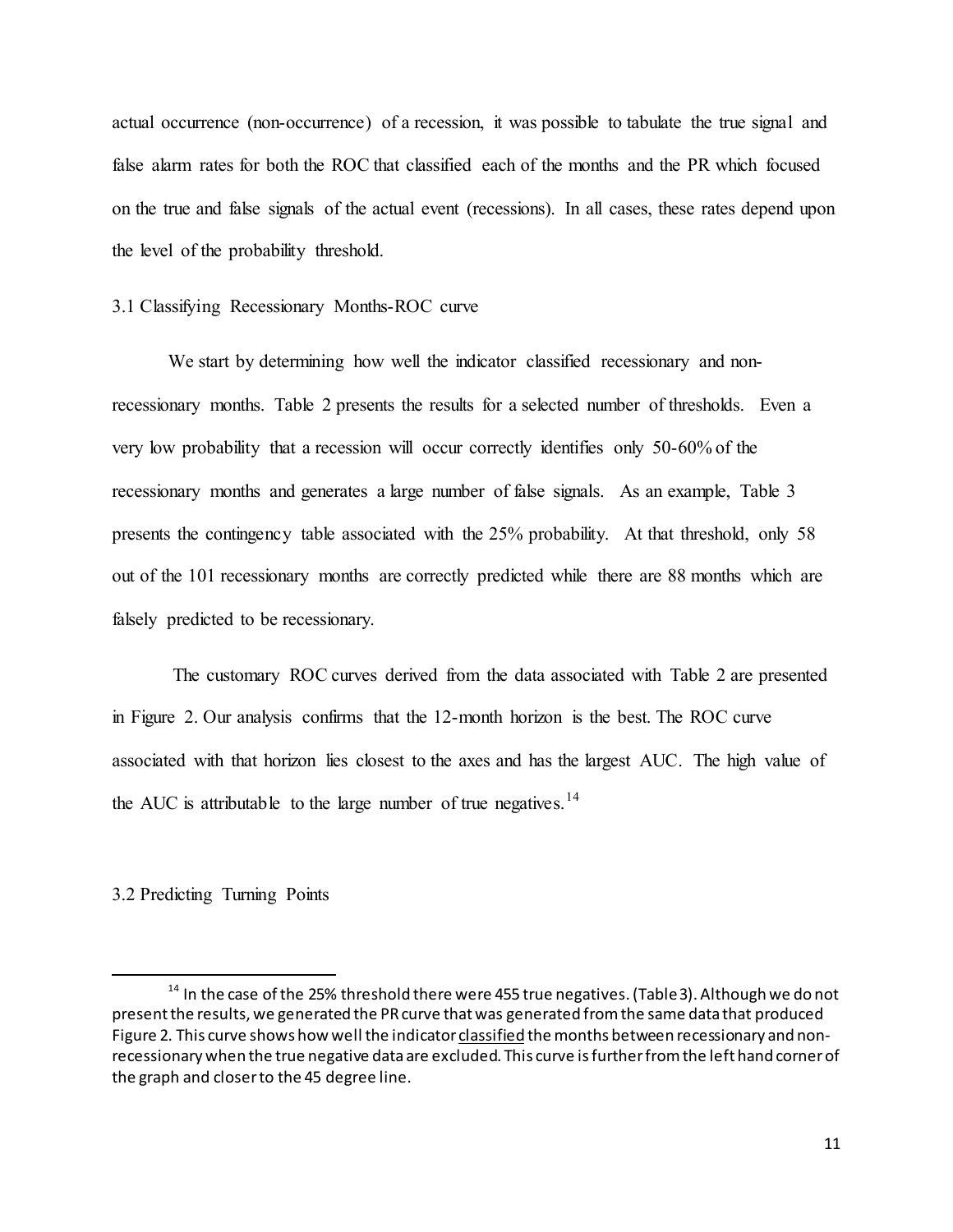actual occurrence (non-occurrence) of a recession, it was possible to tabulate the true signal and false alarm rates for both the ROC that classified each of the months and the PR which focused on the true and false signals of the actual event (recessions). In all cases, these rates depend upon the level of the probability threshold.

### 3.1 Classifying Recessionary Months-ROC curve

We start by determining how well the indicator classified recessionary and non-recessionary months. Table 2 presents the results for a selected number of thresholds. Even a very low probability that a recession will occur correctly identifies only 50-60% of the recessionary months and generates a large number of false signals. As an example, Table 3 presents the contingency table associated with the 25% probability. At that threshold, only 58 out of the 101 recessionary months are correctly predicted while there are 88 months which are falsely predicted to be recessionary.

The customary ROC curves derived from the data associated with Table 2 are presented in Figure 2. Our analysis confirms that the 12-month horizon is the best. The ROC curve associated with that horizon lies closest to the axes and has the largest AUC. The high value of the AUC is attributable to the large number of true negatives.[14]

### 3.2 Predicting Turning Points

[14] In the case of the 25% threshold there were 455 true negatives. (Table 3). Although we do not present the results, we generated the PR curve that was generated from the same data that produced Figure 2. This curve shows how well the indicator classified the months between recessionary and non-recessionary when the true negative data are excluded. This curve is further from the left hand corner of the graph and closer to the 45 degree line.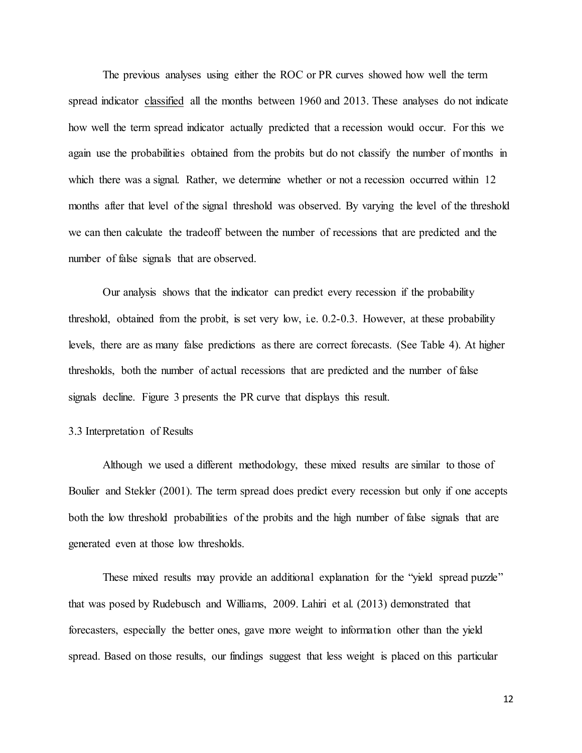The previous analyses using either the ROC or PR curves showed how well the term spread indicator <u>classified</u> all the months between 1960 and 2013. These analyses do not indicate how well the term spread indicator actually predicted that a recession would occur. For this we again use the probabilities obtained from the probits but do not classify the number of months in which there was a signal. Rather, we determine whether or not a recession occurred within 12 months after that level of the signal threshold was observed. By varying the level of the threshold we can then calculate the tradeoff between the number of recessions that are predicted and the number of false signals that are observed.

Our analysis shows that the indicator can predict every recession if the probability threshold, obtained from the probit, is set very low, i.e. 0.2-0.3. However, at these probability levels, there are as many false predictions as there are correct forecasts. (See Table 4). At higher thresholds, both the number of actual recessions that are predicted and the number of false signals decline. Figure 3 presents the PR curve that displays this result.

### 3.3 Interpretation of Results

Although we used a different methodology, these mixed results are similar to those of Boulier and Stekler (2001). The term spread does predict every recession but only if one accepts both the low threshold probabilities of the probits and the high number of false signals that are generated even at those low thresholds.

These mixed results may provide an additional explanation for the "yield spread puzzle" that was posed by Rudebusch and Williams, 2009. Lahiri et al. (2013) demonstrated that forecasters, especially the better ones, gave more weight to information other than the yield spread. Based on those results, our findings suggest that less weight is placed on this particular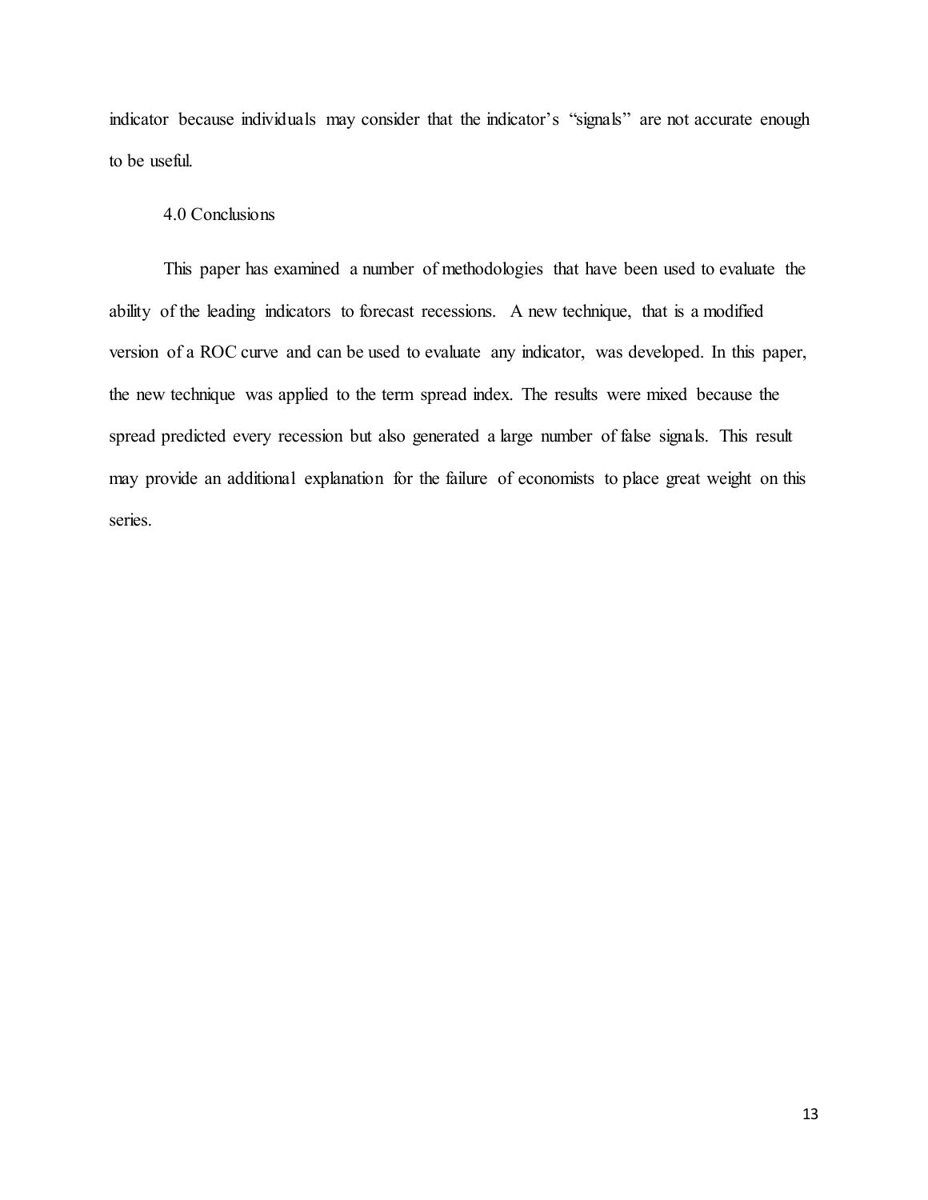indicator because individuals may consider that the indicator's "signals" are not accurate enough to be useful.

## 4.0 Conclusions

This paper has examined a number of methodologies that have been used to evaluate the ability of the leading indicators to forecast recessions. A new technique, that is a modified version of a ROC curve and can be used to evaluate any indicator, was developed. In this paper, the new technique was applied to the term spread index. The results were mixed because the spread predicted every recession but also generated a large number of false signals. This result may provide an additional explanation for the failure of economists to place great weight on this series.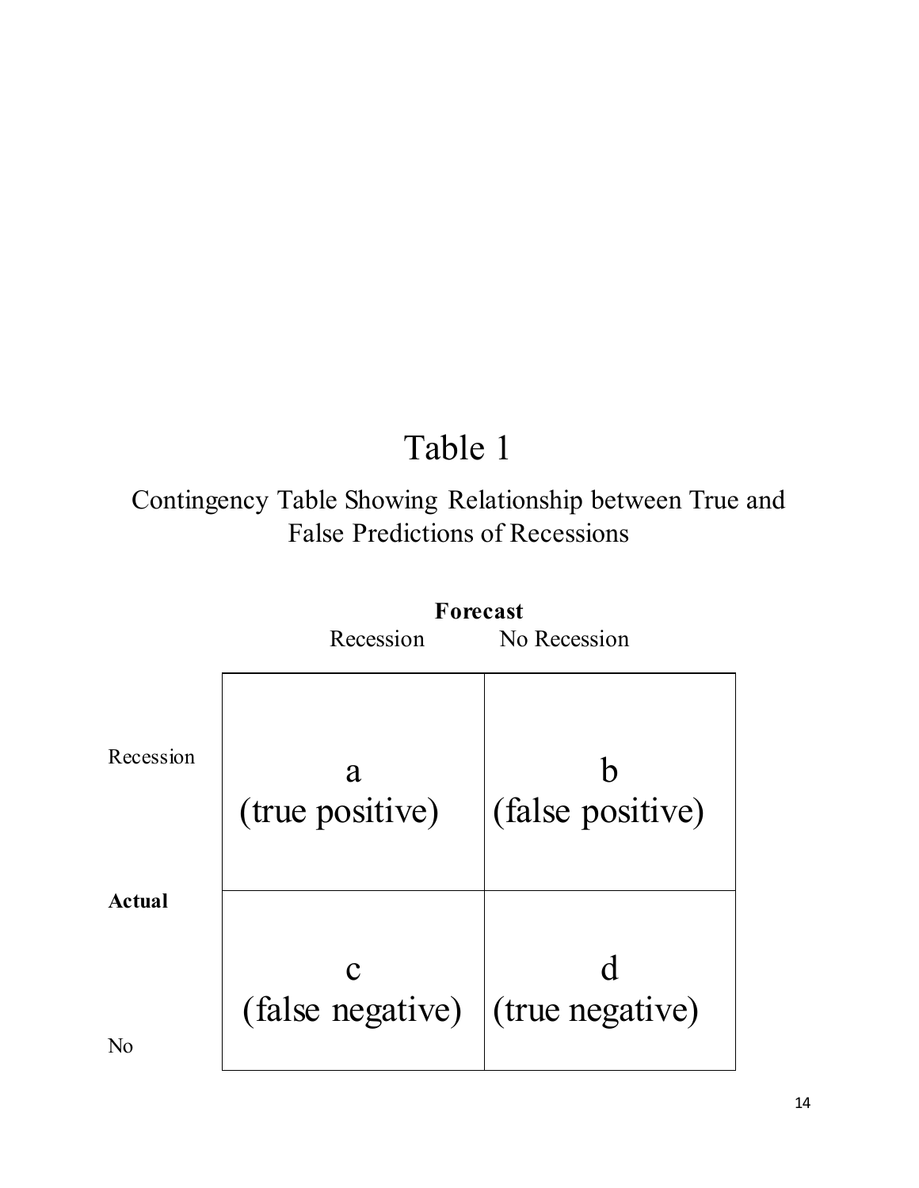# Table 1

## Contingency Table Showing Relationship between True and False Predictions of Recessions

| | | **Forecast** | |
|---|---|---|---|
| | | Recession | No Recession |
| **Actual** | Recession | a (true positive) | b (false positive) |
| | No | c (false negative) | d (true negative) |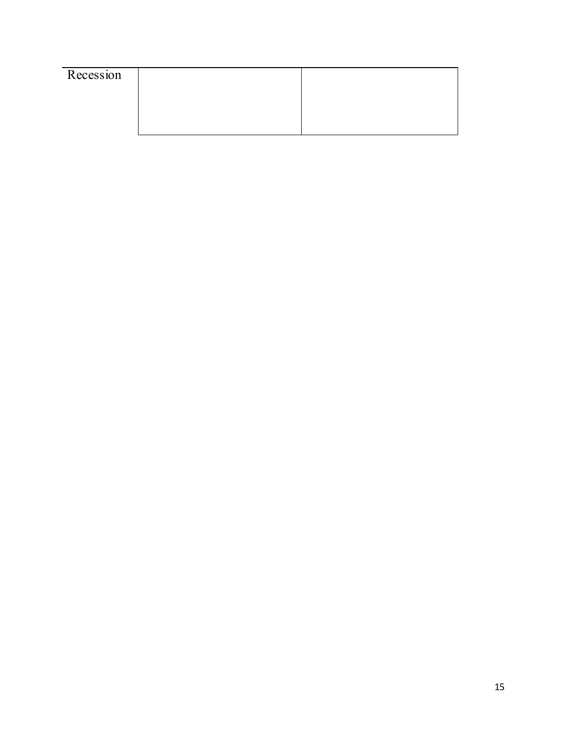| Recession | | |
|---|---|---|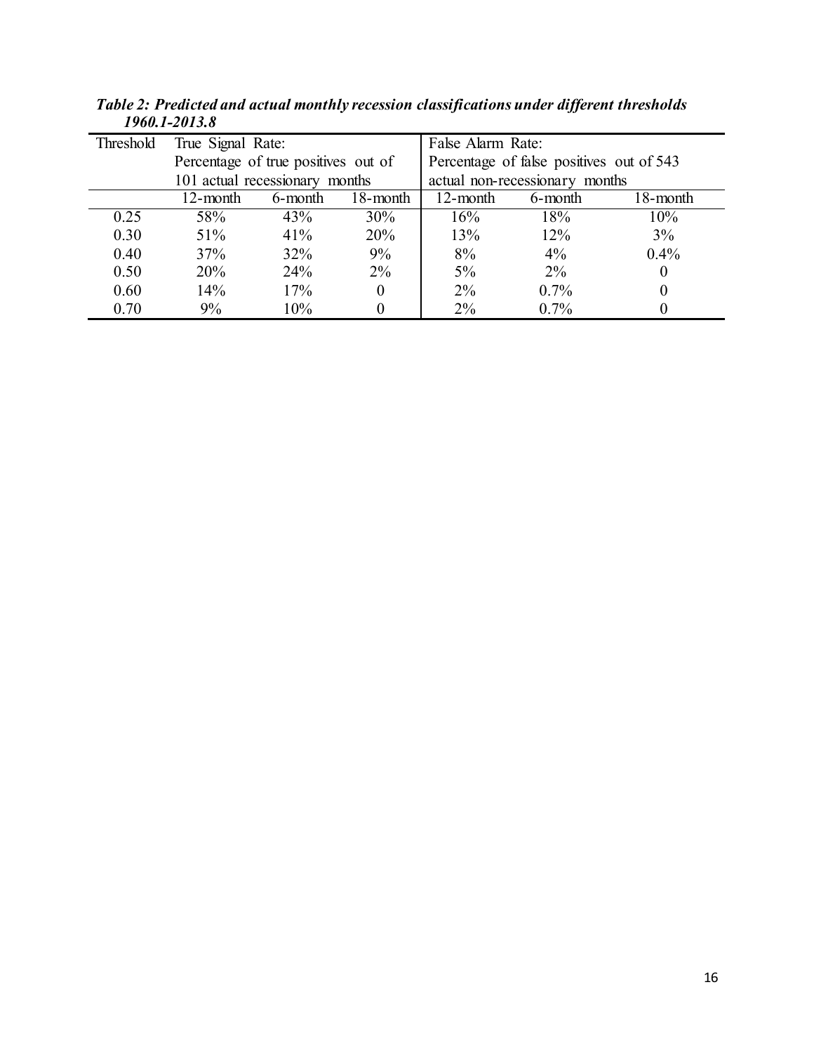***Table 2: Predicted and actual monthly recession classifications under different thresholds 1960.1-2013.8***

| Threshold | True Signal Rate: Percentage of true positives out of 101 actual recessionary months | | | False Alarm Rate: Percentage of false positives out of 543 actual non-recessionary months | | |
|---|---|---|---|---|---|---|
| | 12-month | 6-month | 18-month | 12-month | 6-month | 18-month |
| 0.25 | 58% | 43% | 30% | 16% | 18% | 10% |
| 0.30 | 51% | 41% | 20% | 13% | 12% | 3% |
| 0.40 | 37% | 32% | 9% | 8% | 4% | 0.4% |
| 0.50 | 20% | 24% | 2% | 5% | 2% | 0 |
| 0.60 | 14% | 17% | 0 | 2% | 0.7% | 0 |
| 0.70 | 9% | 10% | 0 | 2% | 0.7% | 0 |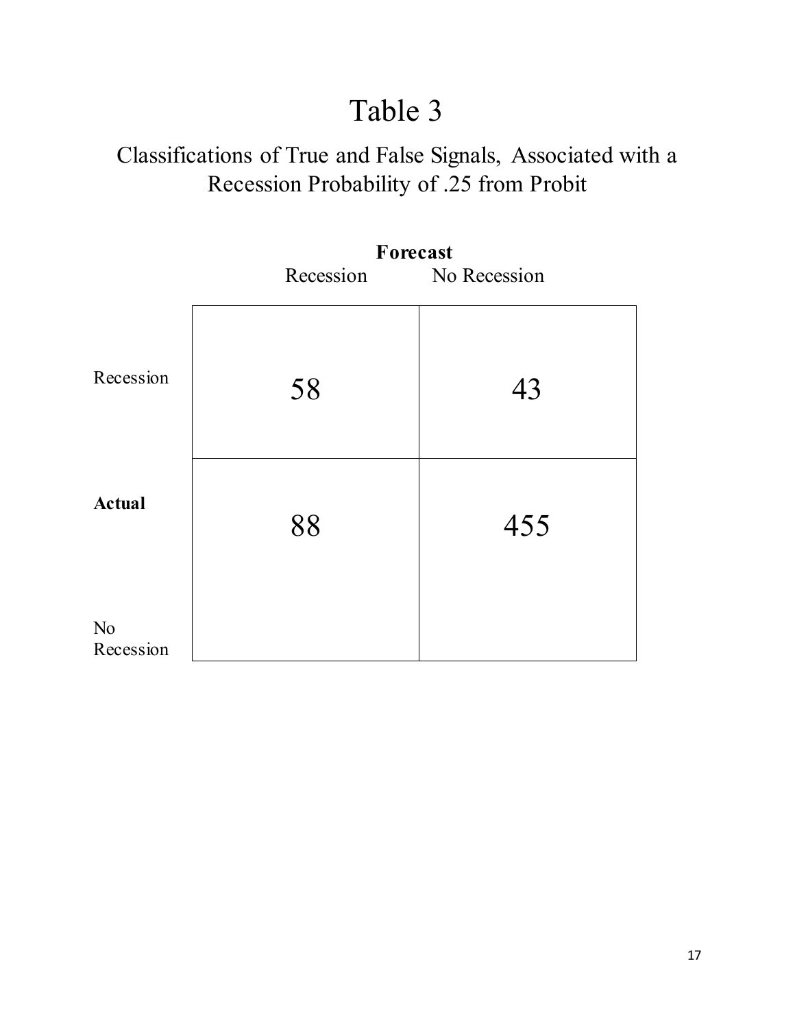# Table 3

## Classifications of True and False Signals, Associated with a Recession Probability of .25 from Probit

| | | **Forecast** | |
|---|---|---|---|
| | | Recession | No Recession |
| **Actual** | Recession | 58 | 43 |
| | No Recession | 88 | 455 |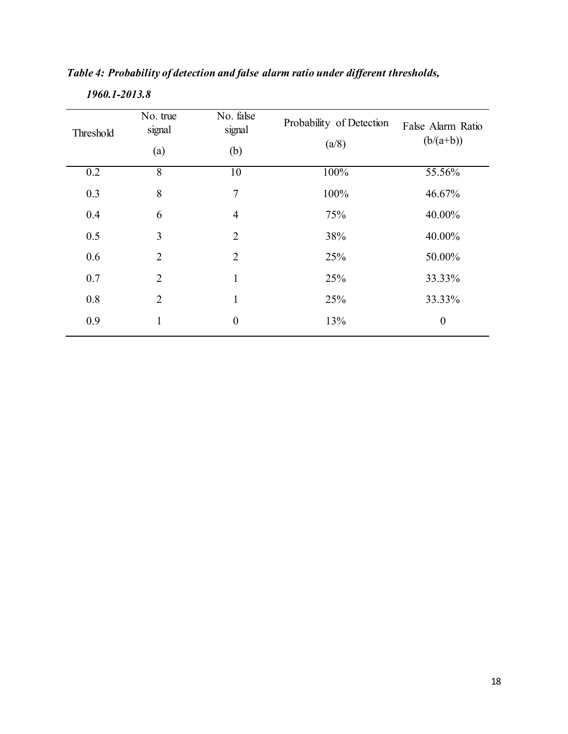***Table 4: Probability of detection and false alarm ratio under different thresholds, 1960.1-2013.8***

| Threshold | No. true signal (a) | No. false signal (b) | Probability of Detection (a/8) | False Alarm Ratio (b/(a+b)) |
|---|---|---|---|---|
| 0.2 | 8 | 10 | 100% | 55.56% |
| 0.3 | 8 | 7 | 100% | 46.67% |
| 0.4 | 6 | 4 | 75% | 40.00% |
| 0.5 | 3 | 2 | 38% | 40.00% |
| 0.6 | 2 | 2 | 25% | 50.00% |
| 0.7 | 2 | 1 | 25% | 33.33% |
| 0.8 | 2 | 1 | 25% | 33.33% |
| 0.9 | 1 | 0 | 13% | 0 |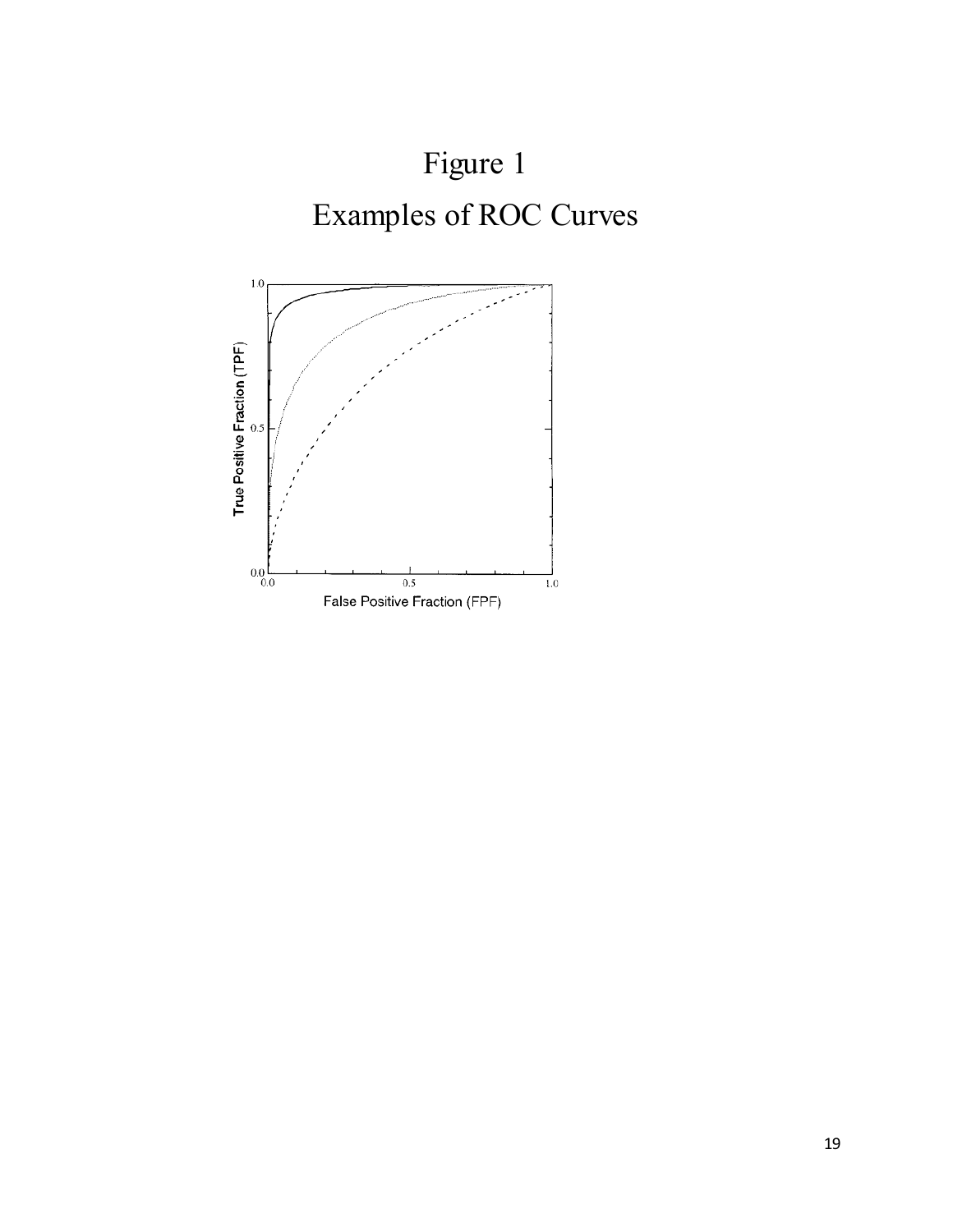# Figure 1

## Examples of ROC Curves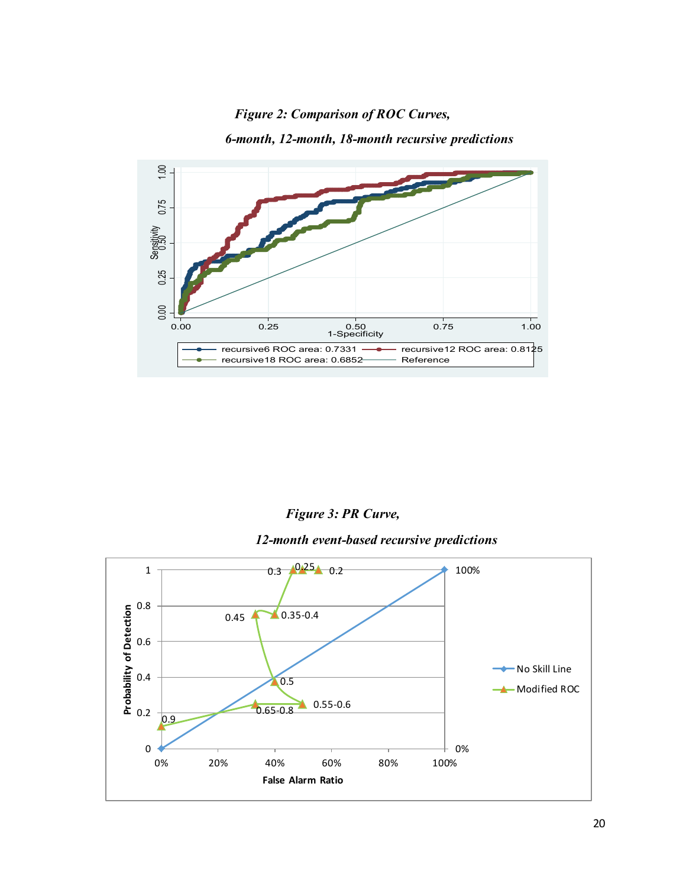*Figure 2: Comparison of ROC Curves,*

*6-month, 12-month, 18-month recursive predictions*

*Figure 3: PR Curve,*

*12-month event-based recursive predictions*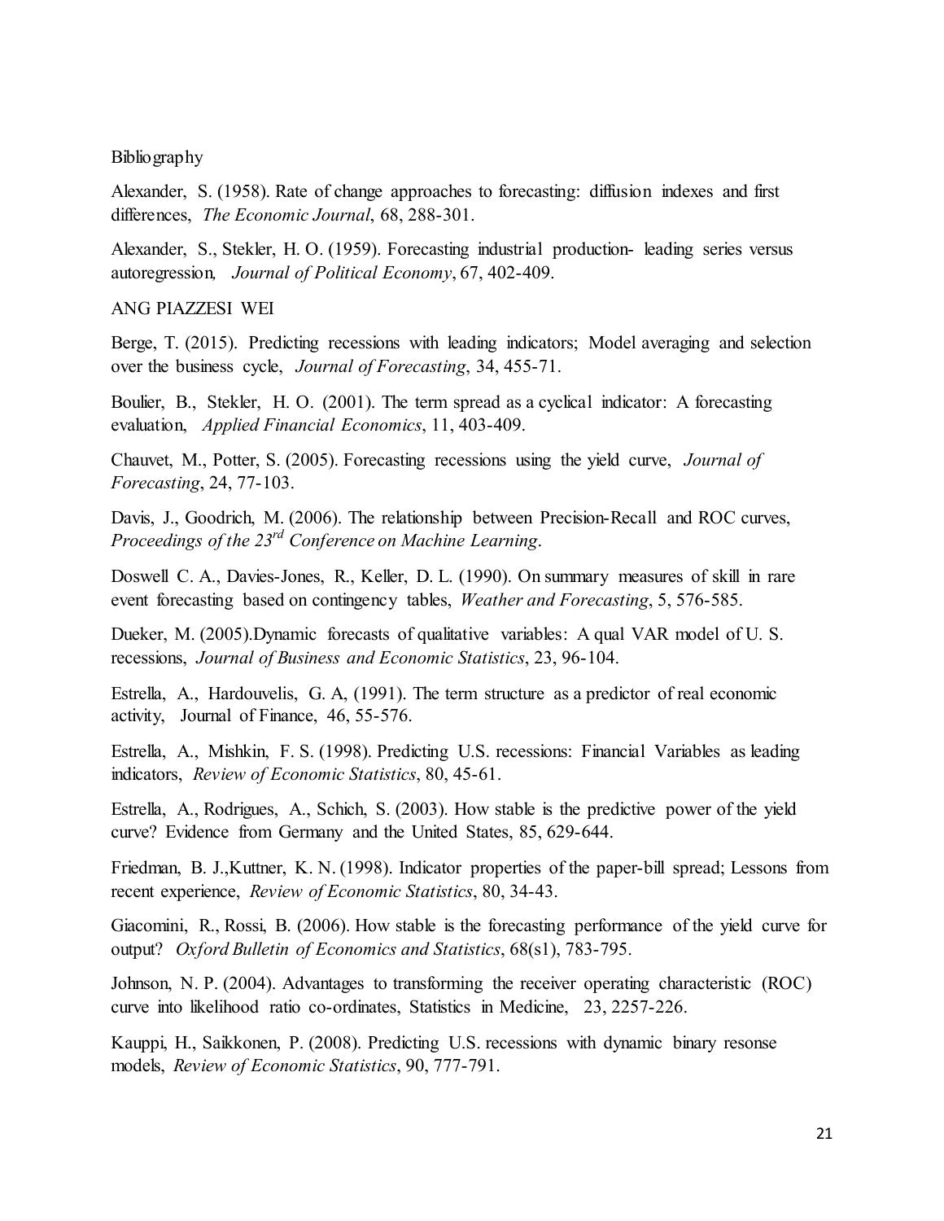Bibliography

Alexander, S. (1958). Rate of change approaches to forecasting: diffusion indexes and first differences, *The Economic Journal*, 68, 288-301.

Alexander, S., Stekler, H. O. (1959). Forecasting industrial production- leading series versus autoregression, *Journal of Political Economy*, 67, 402-409.

ANG PIAZZESI WEI

Berge, T. (2015). Predicting recessions with leading indicators; Model averaging and selection over the business cycle, *Journal of Forecasting*, 34, 455-71.

Boulier, B., Stekler, H. O. (2001). The term spread as a cyclical indicator: A forecasting evaluation, *Applied Financial Economics*, 11, 403-409.

Chauvet, M., Potter, S. (2005). Forecasting recessions using the yield curve, *Journal of Forecasting*, 24, 77-103.

Davis, J., Goodrich, M. (2006). The relationship between Precision-Recall and ROC curves, *Proceedings of the 23rd Conference on Machine Learning*.

Doswell C. A., Davies-Jones, R., Keller, D. L. (1990). On summary measures of skill in rare event forecasting based on contingency tables, *Weather and Forecasting*, 5, 576-585.

Dueker, M. (2005).Dynamic forecasts of qualitative variables: A qual VAR model of U. S. recessions, *Journal of Business and Economic Statistics*, 23, 96-104.

Estrella, A., Hardouvelis, G. A, (1991). The term structure as a predictor of real economic activity, Journal of Finance, 46, 55-576.

Estrella, A., Mishkin, F. S. (1998). Predicting U.S. recessions: Financial Variables as leading indicators, *Review of Economic Statistics*, 80, 45-61.

Estrella, A., Rodrigues, A., Schich, S. (2003). How stable is the predictive power of the yield curve? Evidence from Germany and the United States, 85, 629-644.

Friedman, B. J.,Kuttner, K. N. (1998). Indicator properties of the paper-bill spread; Lessons from recent experience, *Review of Economic Statistics*, 80, 34-43.

Giacomini, R., Rossi, B. (2006). How stable is the forecasting performance of the yield curve for output? *Oxford Bulletin of Economics and Statistics*, 68(s1), 783-795.

Johnson, N. P. (2004). Advantages to transforming the receiver operating characteristic (ROC) curve into likelihood ratio co-ordinates, Statistics in Medicine, 23, 2257-226.

Kauppi, H., Saikkonen, P. (2008). Predicting U.S. recessions with dynamic binary resonse models, *Review of Economic Statistics*, 90, 777-791.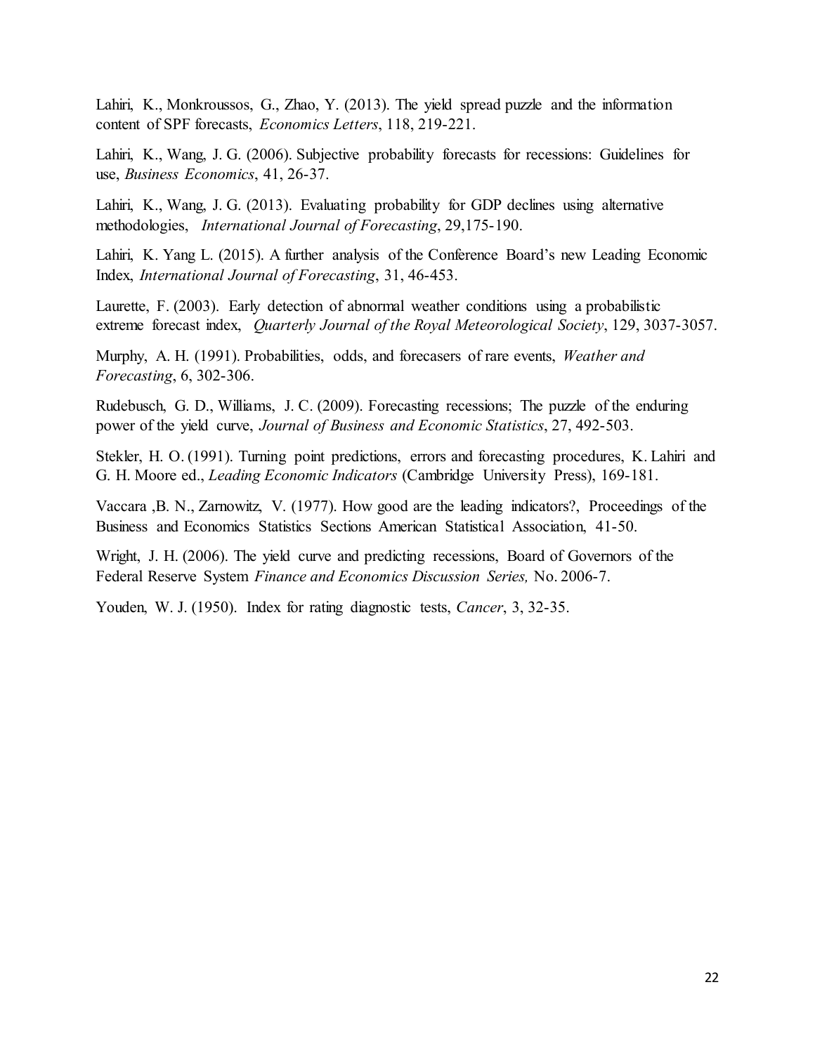Lahiri, K., Monkroussos, G., Zhao, Y. (2013). The yield spread puzzle and the information content of SPF forecasts, *Economics Letters*, 118, 219-221.

Lahiri, K., Wang, J. G. (2006). Subjective probability forecasts for recessions: Guidelines for use, *Business Economics*, 41, 26-37.

Lahiri, K., Wang, J. G. (2013). Evaluating probability for GDP declines using alternative methodologies, *International Journal of Forecasting*, 29,175-190.

Lahiri, K. Yang L. (2015). A further analysis of the Conference Board's new Leading Economic Index, *International Journal of Forecasting*, 31, 46-453.

Laurette, F. (2003). Early detection of abnormal weather conditions using a probabilistic extreme forecast index, *Quarterly Journal of the Royal Meteorological Society*, 129, 3037-3057.

Murphy, A. H. (1991). Probabilities, odds, and forecasers of rare events, *Weather and Forecasting*, 6, 302-306.

Rudebusch, G. D., Williams, J. C. (2009). Forecasting recessions; The puzzle of the enduring power of the yield curve, *Journal of Business and Economic Statistics*, 27, 492-503.

Stekler, H. O. (1991). Turning point predictions, errors and forecasting procedures, K. Lahiri and G. H. Moore ed., *Leading Economic Indicators* (Cambridge University Press), 169-181.

Vaccara ,B. N., Zarnowitz, V. (1977). How good are the leading indicators?, Proceedings of the Business and Economics Statistics Sections American Statistical Association, 41-50.

Wright, J. H. (2006). The yield curve and predicting recessions, Board of Governors of the Federal Reserve System *Finance and Economics Discussion Series,* No. 2006-7.

Youden, W. J. (1950). Index for rating diagnostic tests, *Cancer*, 3, 32-35.